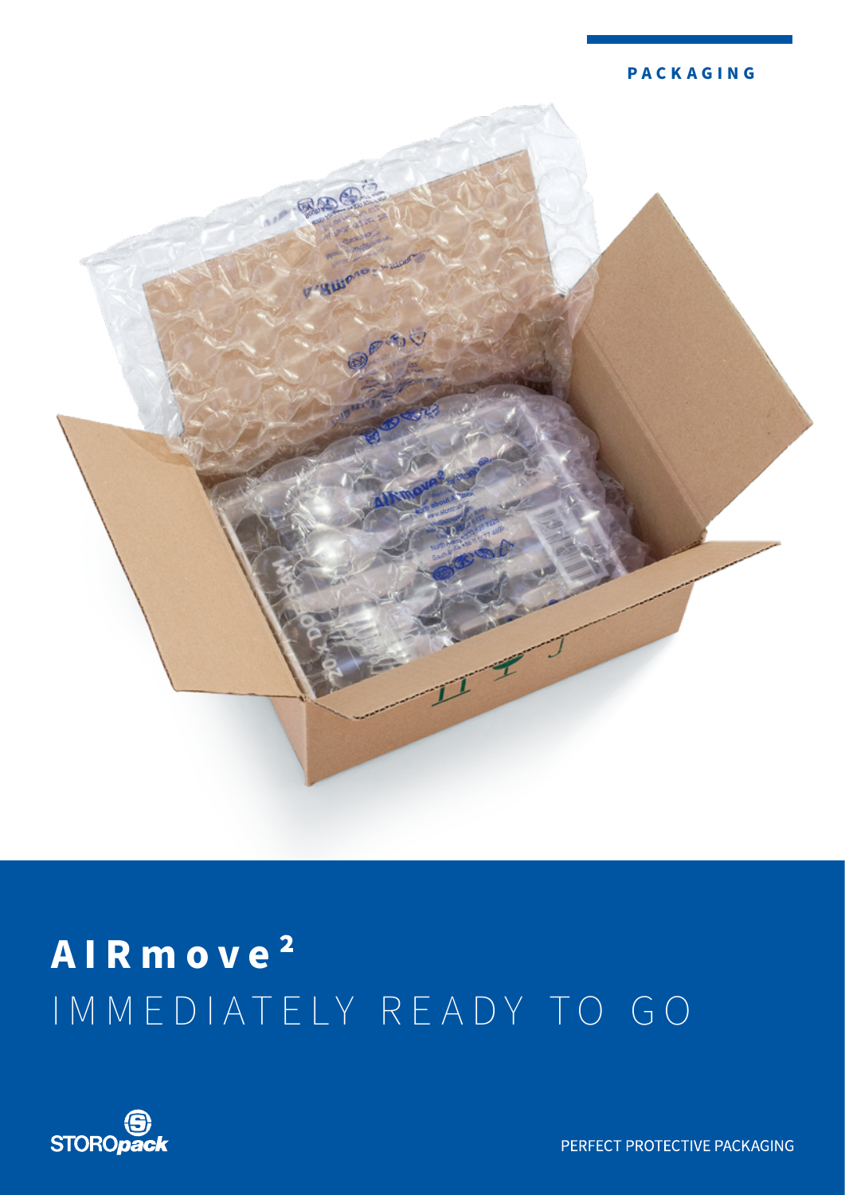PACKAGING

# AIRmove²

## IMMEDIATELY READY TO GO

STOROpack

PERFECT PROTECTIVE PACKAGING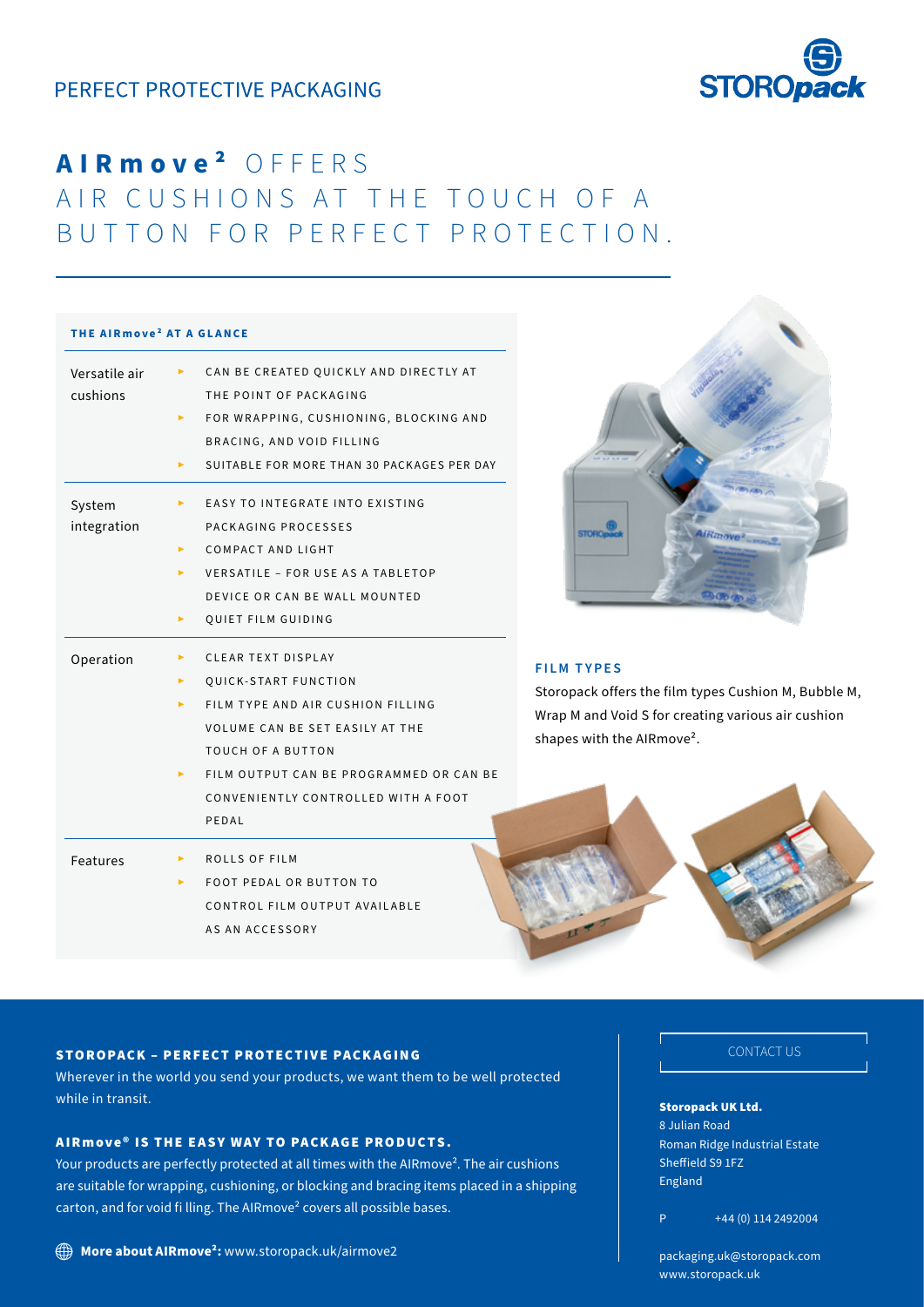PERFECT PROTECTIVE PACKAGING

# AIRmove² OFFERS AIR CUSHIONS AT THE TOUCH OF A BUTTON FOR PERFECT PROTECTION.

### THE AIRmove² AT A GLANCE

| | |
|---|---|
| Versatile air cushions | ▸ CAN BE CREATED QUICKLY AND DIRECTLY AT THE POINT OF PACKAGING<br>▸ FOR WRAPPING, CUSHIONING, BLOCKING AND BRACING, AND VOID FILLING<br>▸ SUITABLE FOR MORE THAN 30 PACKAGES PER DAY |
| System integration | ▸ EASY TO INTEGRATE INTO EXISTING PACKAGING PROCESSES<br>▸ COMPACT AND LIGHT<br>▸ VERSATILE – FOR USE AS A TABLETOP DEVICE OR CAN BE WALL MOUNTED<br>▸ QUIET FILM GUIDING |
| Operation | ▸ CLEAR TEXT DISPLAY<br>▸ QUICK-START FUNCTION<br>▸ FILM TYPE AND AIR CUSHION FILLING VOLUME CAN BE SET EASILY AT THE TOUCH OF A BUTTON<br>▸ FILM OUTPUT CAN BE PROGRAMMED OR CAN BE CONVENIENTLY CONTROLLED WITH A FOOT PEDAL |
| Features | ▸ ROLLS OF FILM<br>▸ FOOT PEDAL OR BUTTON TO CONTROL FILM OUTPUT AVAILABLE AS AN ACCESSORY |

### FILM TYPES

Storopack offers the film types Cushion M, Bubble M, Wrap M and Void S for creating various air cushion shapes with the AIRmove².

### STOROPACK – PERFECT PROTECTIVE PACKAGING

Wherever in the world you send your products, we want them to be well protected while in transit.

### AIRmove® IS THE EASY WAY TO PACKAGE PRODUCTS.

Your products are perfectly protected at all times with the AIRmove². The air cushions are suitable for wrapping, cushioning, or blocking and bracing items placed in a shipping carton, and for void fi lling. The AIRmove² covers all possible bases.

**More about AIRmove²:** www.storopack.uk/airmove2

CONTACT US

**Storopack UK Ltd.**
8 Julian Road
Roman Ridge Industrial Estate
Sheffield S9 1FZ
England

P +44 (0) 114 2492004

packaging.uk@storopack.com
www.storopack.uk